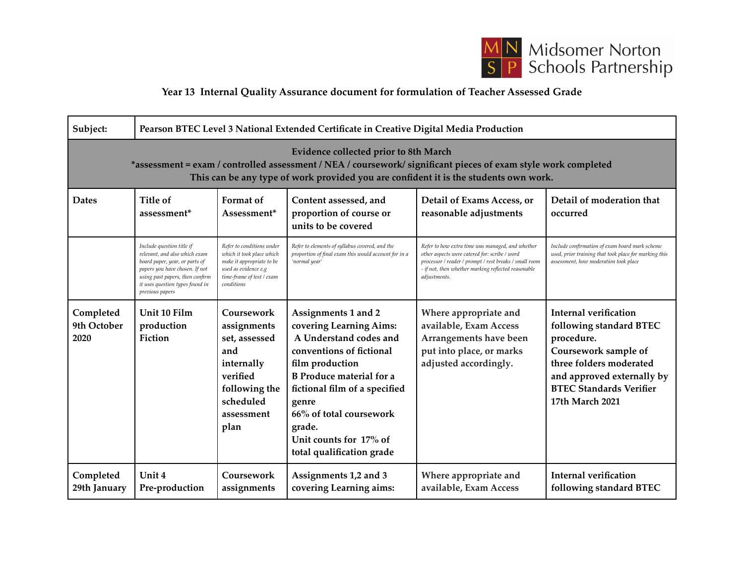Midsomer Norton Schools Partnership

## Year 13 Internal Quality Assurance document for formulation of Teacher Assessed Grade

| Subject: | Pearson BTEC Level 3 National Extended Certificate in Creative Digital Media Production | | | | |
|---|---|---|---|---|---|
| **Evidence collected prior to 8th March** *assessment = exam / controlled assessment / NEA / coursework/ significant pieces of exam style work completed This can be any type of work provided you are confident it is the students own work. | | | | | |
| **Dates** | **Title of assessment*** | **Format of Assessment*** | **Content assessed, and proportion of course or units to be covered** | **Detail of Exams Access, or reasonable adjustments** | **Detail of moderation that occurred** |
| | *Include question title if relevant, and also which exam board paper, year, or parts of papers you have chosen. If not using past papers, then confirm it uses question types found in previous papers* | *Refer to conditions under which it took place which make it appropriate to be used as evidence e.g time-frame of test / exam conditions* | *Refer to elements of syllabus covered, and the proportion of final exam this would account for in a 'normal year'* | *Refer to how extra time was managed, and whether other aspects were catered for: scribe / word processor / reader / prompt / rest breaks / small room - if not, then whether marking reflected reasonable adjustments.* | *Include confirmation of exam board mark scheme used, prior training that took place for marking this assessment, how moderation took place* |
| Completed 9th October 2020 | Unit 10 Film production Fiction | Coursework assignments set, assessed and internally verified following the scheduled assessment plan | Assignments 1 and 2 covering Learning Aims: A Understand codes and conventions of fictional film production B Produce material for a fictional film of a specified genre 66% of total coursework grade. Unit counts for 17% of total qualification grade | Where appropriate and available, Exam Access Arrangements have been put into place, or marks adjusted accordingly. | Internal verification following standard BTEC procedure. Coursework sample of three folders moderated and approved externally by BTEC Standards Verifier 17th March 2021 |
| Completed 29th January | Unit 4 Pre-production | Coursework assignments | Assignments 1,2 and 3 covering Learning aims: | Where appropriate and available, Exam Access | Internal verification following standard BTEC |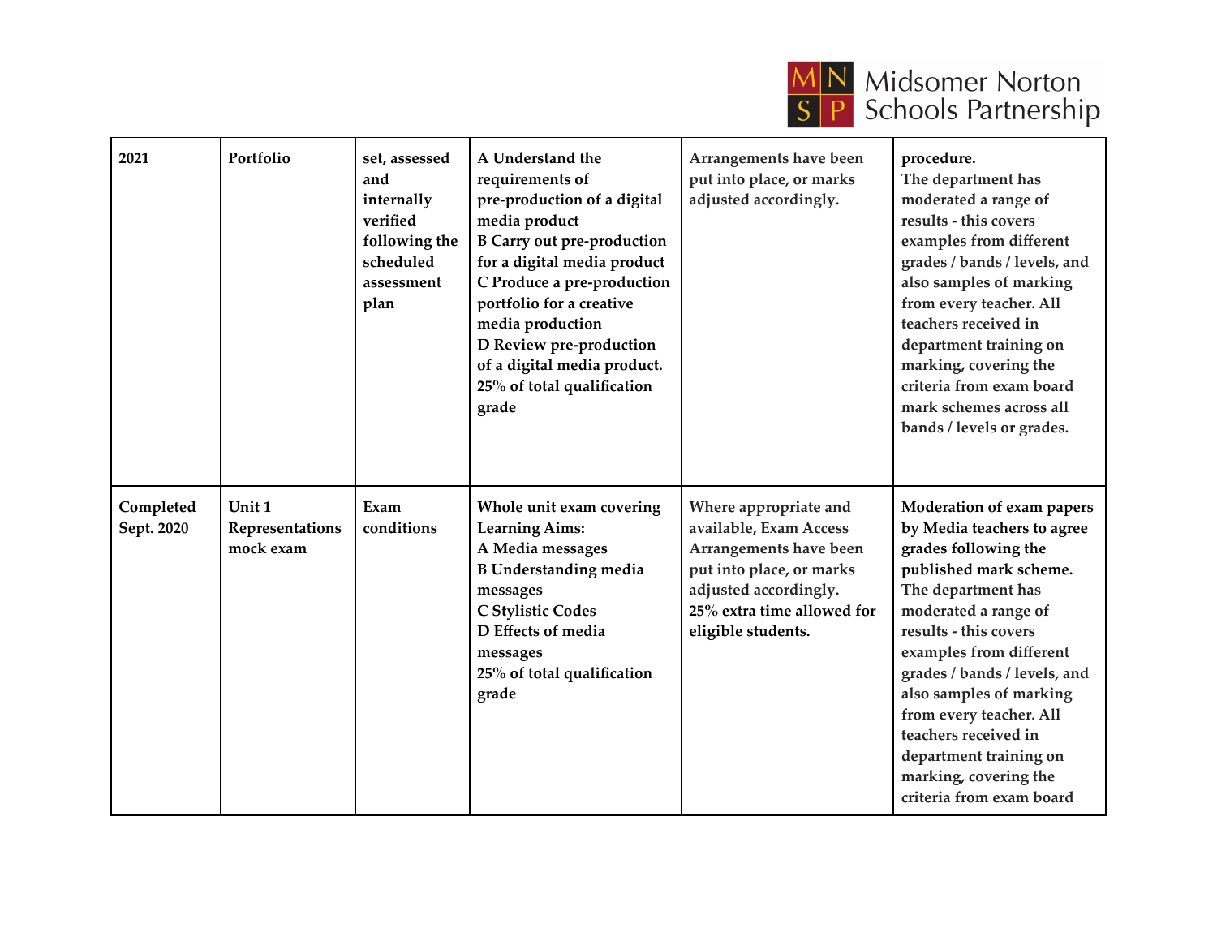| 2021 | Portfolio | set, assessed and internally verified following the scheduled assessment plan | **A Understand the requirements of pre-production of a digital media product**<br>**B Carry out pre-production for a digital media product**<br>**C Produce a pre-production portfolio for a creative media production**<br>**D Review pre-production of a digital media product.**<br>**25% of total qualification grade** | Arrangements have been put into place, or marks adjusted accordingly. | **procedure.**<br>The department has moderated a range of results - this covers examples from different grades / bands / levels, and also samples of marking from every teacher. All teachers received in department training on marking, covering the criteria from exam board mark schemes across all bands / levels or grades. |
|---|---|---|---|---|---|
| Completed Sept. 2020 | Unit 1 Representations mock exam | Exam conditions | **Whole unit exam covering Learning Aims:**<br>**A Media messages**<br>**B Understanding media messages**<br>**C Stylistic Codes**<br>**D Effects of media messages**<br>**25% of total qualification grade** | Where appropriate and available, Exam Access Arrangements have been put into place, or marks adjusted accordingly.<br>**25% extra time allowed for eligible students.** | **Moderation of exam papers by Media teachers to agree grades following the published mark scheme.**<br>The department has moderated a range of results - this covers examples from different grades / bands / levels, and also samples of marking from every teacher. All teachers received in department training on marking, covering the criteria from exam board |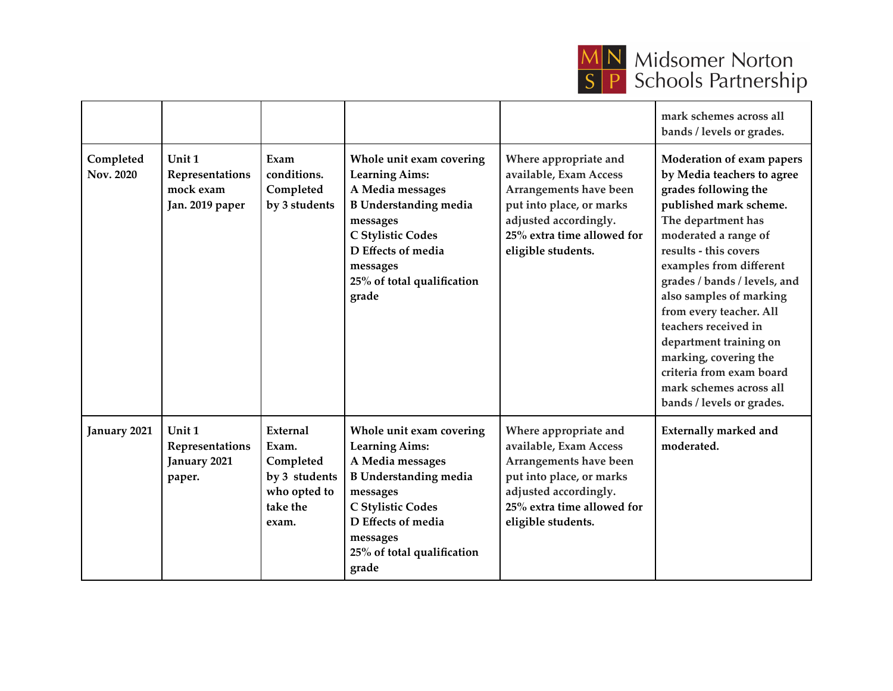| | | | | | |
|---|---|---|---|---|---|
| | | | | | mark schemes across all bands / levels or grades. |
| Completed Nov. 2020 | Unit 1 Representations mock exam Jan. 2019 paper | Exam conditions. Completed by 3 students | Whole unit exam covering Learning Aims:<br>A Media messages<br>B Understanding media messages<br>C Stylistic Codes<br>D Effects of media messages<br>25% of total qualification grade | Where appropriate and available, Exam Access Arrangements have been put into place, or marks adjusted accordingly.<br>25% extra time allowed for eligible students. | Moderation of exam papers by Media teachers to agree grades following the published mark scheme. The department has moderated a range of results - this covers examples from different grades / bands / levels, and also samples of marking from every teacher. All teachers received in department training on marking, covering the criteria from exam board mark schemes across all bands / levels or grades. |
| January 2021 | Unit 1 Representations January 2021 paper. | External Exam. Completed by 3 students who opted to take the exam. | Whole unit exam covering Learning Aims:<br>A Media messages<br>B Understanding media messages<br>C Stylistic Codes<br>D Effects of media messages<br>25% of total qualification grade | Where appropriate and available, Exam Access Arrangements have been put into place, or marks adjusted accordingly.<br>25% extra time allowed for eligible students. | Externally marked and moderated. |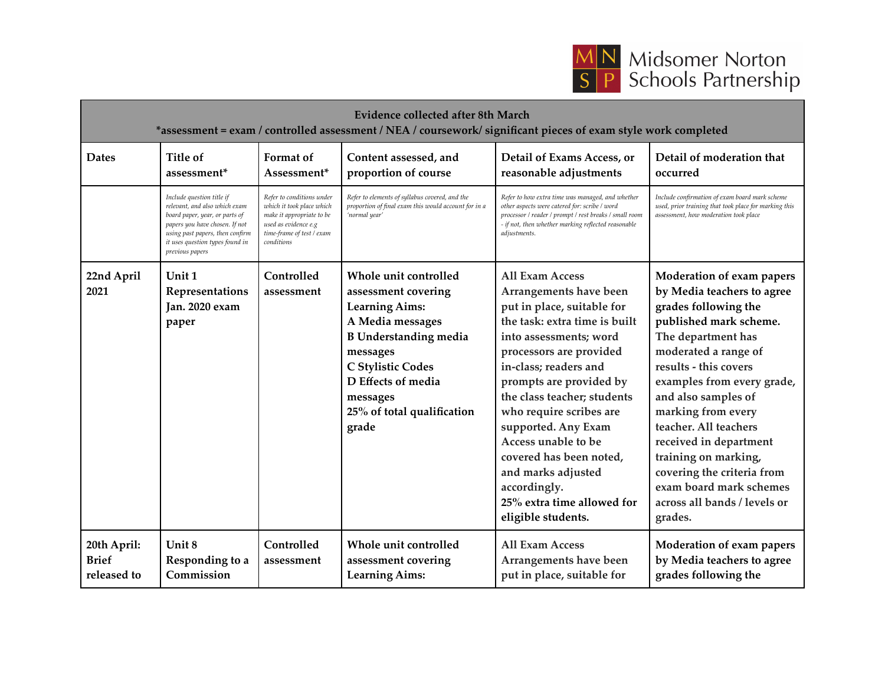| Evidence collected after 8th March<br>*assessment = exam / controlled assessment / NEA / coursework/ significant pieces of exam style work completed | | | | | |
|---|---|---|---|---|---|
| **Dates** | **Title of assessment*** | **Format of Assessment*** | **Content assessed, and proportion of course** | **Detail of Exams Access, or reasonable adjustments** | **Detail of moderation that occurred** |
| | *Include question title if relevant, and also which exam board paper, year, or parts of papers you have chosen. If not using past papers, then confirm it uses question types found in previous papers* | *Refer to conditions under which it took place which make it appropriate to be used as evidence e.g time-frame of test / exam conditions* | *Refer to elements of syllabus covered, and the proportion of final exam this would account for in a 'normal year'* | *Refer to how extra time was managed, and whether other aspects were catered for: scribe / word processor / reader / prompt / rest breaks / small room - if not, then whether marking reflected reasonable adjustments.* | *Include confirmation of exam board mark scheme used, prior training that took place for marking this assessment, how moderation took place* |
| **22nd April 2021** | **Unit 1 Representations Jan. 2020 exam paper** | **Controlled assessment** | **Whole unit controlled assessment covering Learning Aims:**<br>**A Media messages**<br>**B Understanding media messages**<br>**C Stylistic Codes**<br>**D Effects of media messages**<br>**25% of total qualification grade** | All Exam Access Arrangements have been put in place, suitable for the task: extra time is built into assessments; word processors are provided in-class; readers and prompts are provided by the class teacher; students who require scribes are supported. Any Exam Access unable to be covered has been noted, and marks adjusted accordingly.<br>**25% extra time allowed for eligible students.** | **Moderation of exam papers by Media teachers to agree grades following the published mark scheme.** The department has moderated a range of results - this covers examples from every grade, and also samples of marking from every teacher. All teachers received in department training on marking, covering the criteria from exam board mark schemes across all bands / levels or grades. |
| **20th April: Brief released to** | **Unit 8 Responding to a Commission** | **Controlled assessment** | **Whole unit controlled assessment covering Learning Aims:** | All Exam Access Arrangements have been put in place, suitable for | **Moderation of exam papers by Media teachers to agree grades following the** |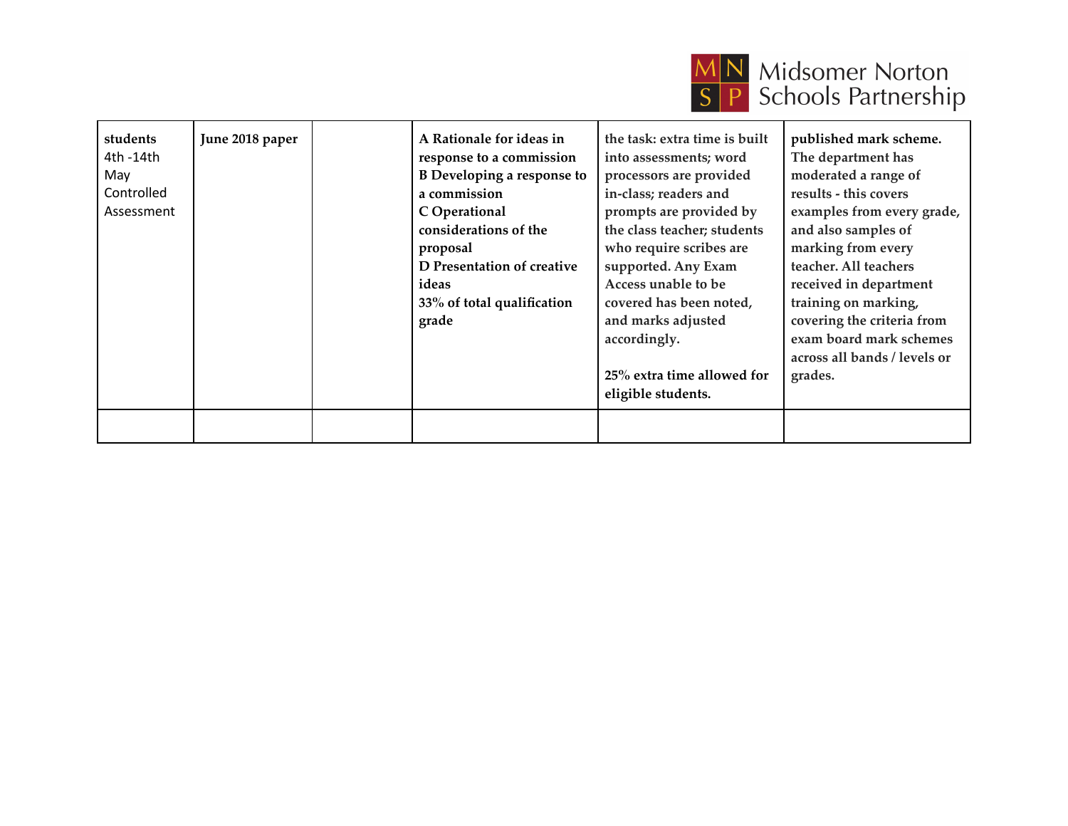| | | | | | |
|---|---|---|---|---|---|
| **students** 4th -14th May Controlled Assessment | **June 2018 paper** | | **A Rationale for ideas in response to a commission** **B Developing a response to a commission** **C Operational considerations of the proposal** **D Presentation of creative ideas** **33% of total qualification grade** | **the task: extra time is built into assessments; word processors are provided in-class; readers and prompts are provided by the class teacher; students who require scribes are supported. Any Exam Access unable to be covered has been noted, and marks adjusted accordingly.** **25% extra time allowed for eligible students.** | **published mark scheme. The department has moderated a range of results - this covers examples from every grade, and also samples of marking from every teacher. All teachers received in department training on marking, covering the criteria from exam board mark schemes across all bands / levels or grades.** |
| | | | | | |